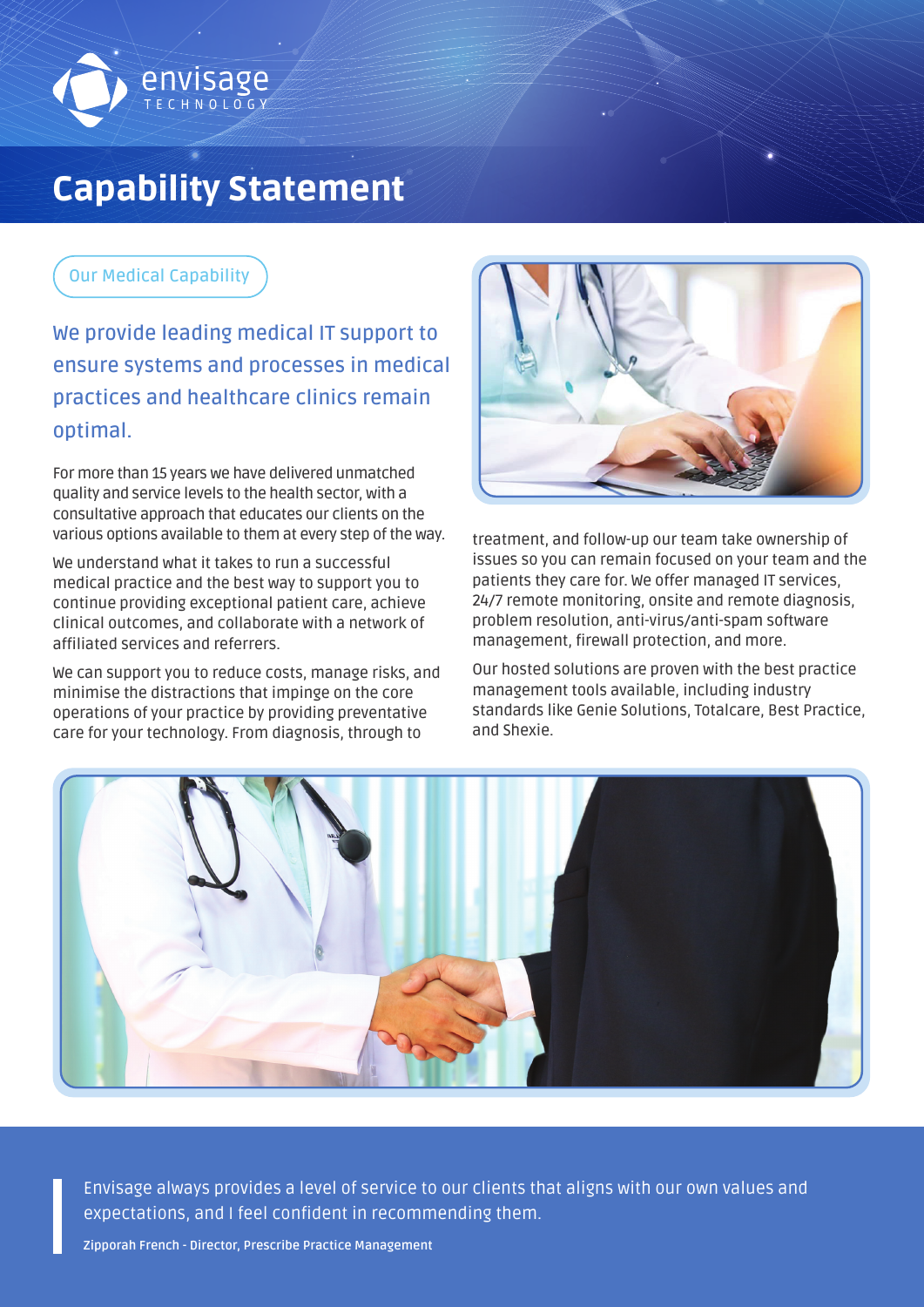envisage
TECHNOLOGY

# Capability Statement

## Our Medical Capability

### We provide leading medical IT support to ensure systems and processes in medical practices and healthcare clinics remain optimal.

For more than 15 years we have delivered unmatched quality and service levels to the health sector, with a consultative approach that educates our clients on the various options available to them at every step of the way.

We understand what it takes to run a successful medical practice and the best way to support you to continue providing exceptional patient care, achieve clinical outcomes, and collaborate with a network of affiliated services and referrers.

We can support you to reduce costs, manage risks, and minimise the distractions that impinge on the core operations of your practice by providing preventative care for your technology. From diagnosis, through to treatment, and follow-up our team take ownership of issues so you can remain focused on your team and the patients they care for. We offer managed IT services, 24/7 remote monitoring, onsite and remote diagnosis, problem resolution, anti-virus/anti-spam software management, firewall protection, and more.

Our hosted solutions are proven with the best practice management tools available, including industry standards like Genie Solutions, Totalcare, Best Practice, and Shexie.

> Envisage always provides a level of service to our clients that aligns with our own values and expectations, and I feel confident in recommending them.
>
> **Zipporah French - Director, Prescribe Practice Management**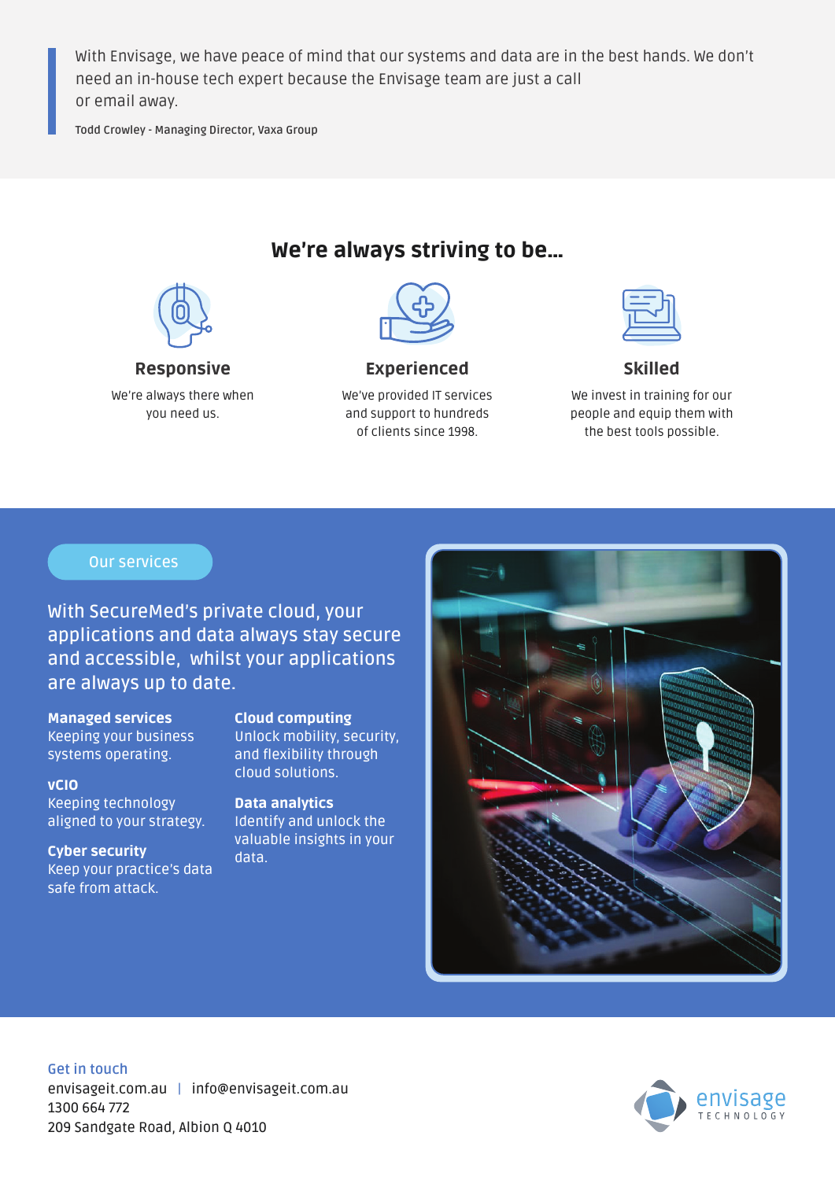> With Envisage, we have peace of mind that our systems and data are in the best hands. We don't need an in-house tech expert because the Envisage team are just a call or email away.
>
> Todd Crowley - Managing Director, Vaxa Group

## We're always striving to be...

### Responsive

We're always there when you need us.

### Experienced

We've provided IT services and support to hundreds of clients since 1998.

### Skilled

We invest in training for our people and equip them with the best tools possible.

## Our services

With SecureMed's private cloud, your applications and data always stay secure and accessible, whilst your applications are always up to date.

**Managed services**
Keeping your business systems operating.

**vCIO**
Keeping technology aligned to your strategy.

**Cyber security**
Keep your practice's data safe from attack.

**Cloud computing**
Unlock mobility, security, and flexibility through cloud solutions.

**Data analytics**
Identify and unlock the valuable insights in your data.

**Get in touch**

envisageit.com.au | info@envisageit.com.au
1300 664 772
209 Sandgate Road, Albion Q 4010

envisage TECHNOLOGY